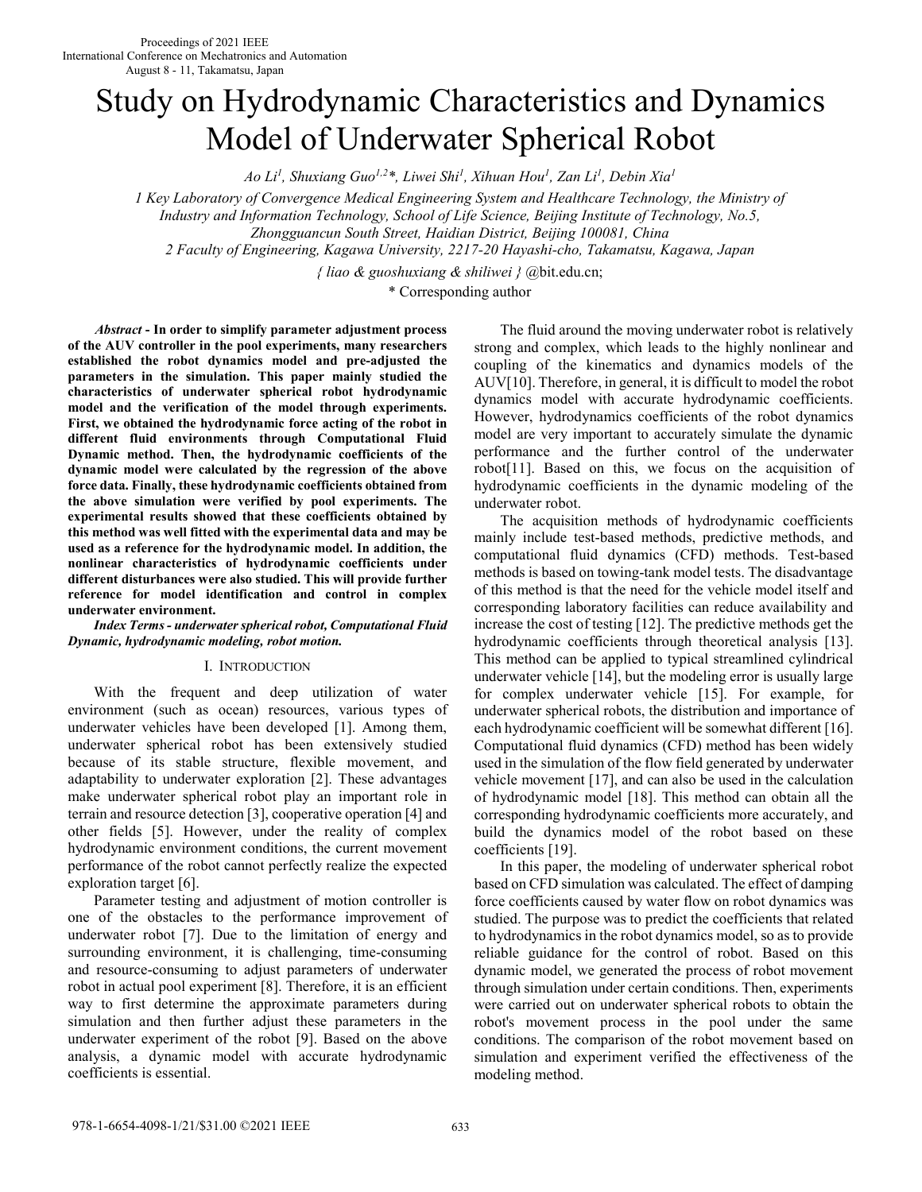# Study on Hydrodynamic Characteristics and Dynamics Model of Underwater Spherical Robot

*Ao Li[1], Shuxiang Guo[1,2]\*, Liwei Shi[1], Xihuan Hou[1], Zan Li[1], Debin Xia[1]*

*1 Key Laboratory of Convergence Medical Engineering System and Healthcare Technology, the Ministry of Industry and Information Technology, School of Life Science, Beijing Institute of Technology, No.5, Zhongguancun South Street, Haidian District, Beijing 100081, China*

*2 Faculty of Engineering, Kagawa University, 2217-20 Hayashi-cho, Takamatsu, Kagawa, Japan*

*{ liao & guoshuxiang & shiliwei }* @bit.edu.cn;

\* Corresponding author

***Abstract* - In order to simplify parameter adjustment process of the AUV controller in the pool experiments, many researchers established the robot dynamics model and pre-adjusted the parameters in the simulation. This paper mainly studied the characteristics of underwater spherical robot hydrodynamic model and the verification of the model through experiments. First, we obtained the hydrodynamic force acting of the robot in different fluid environments through Computational Fluid Dynamic method. Then, the hydrodynamic coefficients of the dynamic model were calculated by the regression of the above force data. Finally, these hydrodynamic coefficients obtained from the above simulation were verified by pool experiments. The experimental results showed that these coefficients obtained by this method was well fitted with the experimental data and may be used as a reference for the hydrodynamic model. In addition, the nonlinear characteristics of hydrodynamic coefficients under different disturbances were also studied. This will provide further reference for model identification and control in complex underwater environment.**

***Index Terms* - *underwater spherical robot, Computational Fluid Dynamic, hydrodynamic modeling, robot motion.***

## I. Introduction

With the frequent and deep utilization of water environment (such as ocean) resources, various types of underwater vehicles have been developed [1]. Among them, underwater spherical robot has been extensively studied because of its stable structure, flexible movement, and adaptability to underwater exploration [2]. These advantages make underwater spherical robot play an important role in terrain and resource detection [3], cooperative operation [4] and other fields [5]. However, under the reality of complex hydrodynamic environment conditions, the current movement performance of the robot cannot perfectly realize the expected exploration target [6].

Parameter testing and adjustment of motion controller is one of the obstacles to the performance improvement of underwater robot [7]. Due to the limitation of energy and surrounding environment, it is challenging, time-consuming and resource-consuming to adjust parameters of underwater robot in actual pool experiment [8]. Therefore, it is an efficient way to first determine the approximate parameters during simulation and then further adjust these parameters in the underwater experiment of the robot [9]. Based on the above analysis, a dynamic model with accurate hydrodynamic coefficients is essential.

The fluid around the moving underwater robot is relatively strong and complex, which leads to the highly nonlinear and coupling of the kinematics and dynamics models of the AUV[10]. Therefore, in general, it is difficult to model the robot dynamics model with accurate hydrodynamic coefficients. However, hydrodynamics coefficients of the robot dynamics model are very important to accurately simulate the dynamic performance and the further control of the underwater robot[11]. Based on this, we focus on the acquisition of hydrodynamic coefficients in the dynamic modeling of the underwater robot.

The acquisition methods of hydrodynamic coefficients mainly include test-based methods, predictive methods, and computational fluid dynamics (CFD) methods. Test-based methods is based on towing-tank model tests. The disadvantage of this method is that the need for the vehicle model itself and corresponding laboratory facilities can reduce availability and increase the cost of testing [12]. The predictive methods get the hydrodynamic coefficients through theoretical analysis [13]. This method can be applied to typical streamlined cylindrical underwater vehicle [14], but the modeling error is usually large for complex underwater vehicle [15]. For example, for underwater spherical robots, the distribution and importance of each hydrodynamic coefficient will be somewhat different [16]. Computational fluid dynamics (CFD) method has been widely used in the simulation of the flow field generated by underwater vehicle movement [17], and can also be used in the calculation of hydrodynamic model [18]. This method can obtain all the corresponding hydrodynamic coefficients more accurately, and build the dynamics model of the robot based on these coefficients [19].

In this paper, the modeling of underwater spherical robot based on CFD simulation was calculated. The effect of damping force coefficients caused by water flow on robot dynamics was studied. The purpose was to predict the coefficients that related to hydrodynamics in the robot dynamics model, so as to provide reliable guidance for the control of robot. Based on this dynamic model, we generated the process of robot movement through simulation under certain conditions. Then, experiments were carried out on underwater spherical robots to obtain the robot's movement process in the pool under the same conditions. The comparison of the robot movement based on simulation and experiment verified the effectiveness of the modeling method.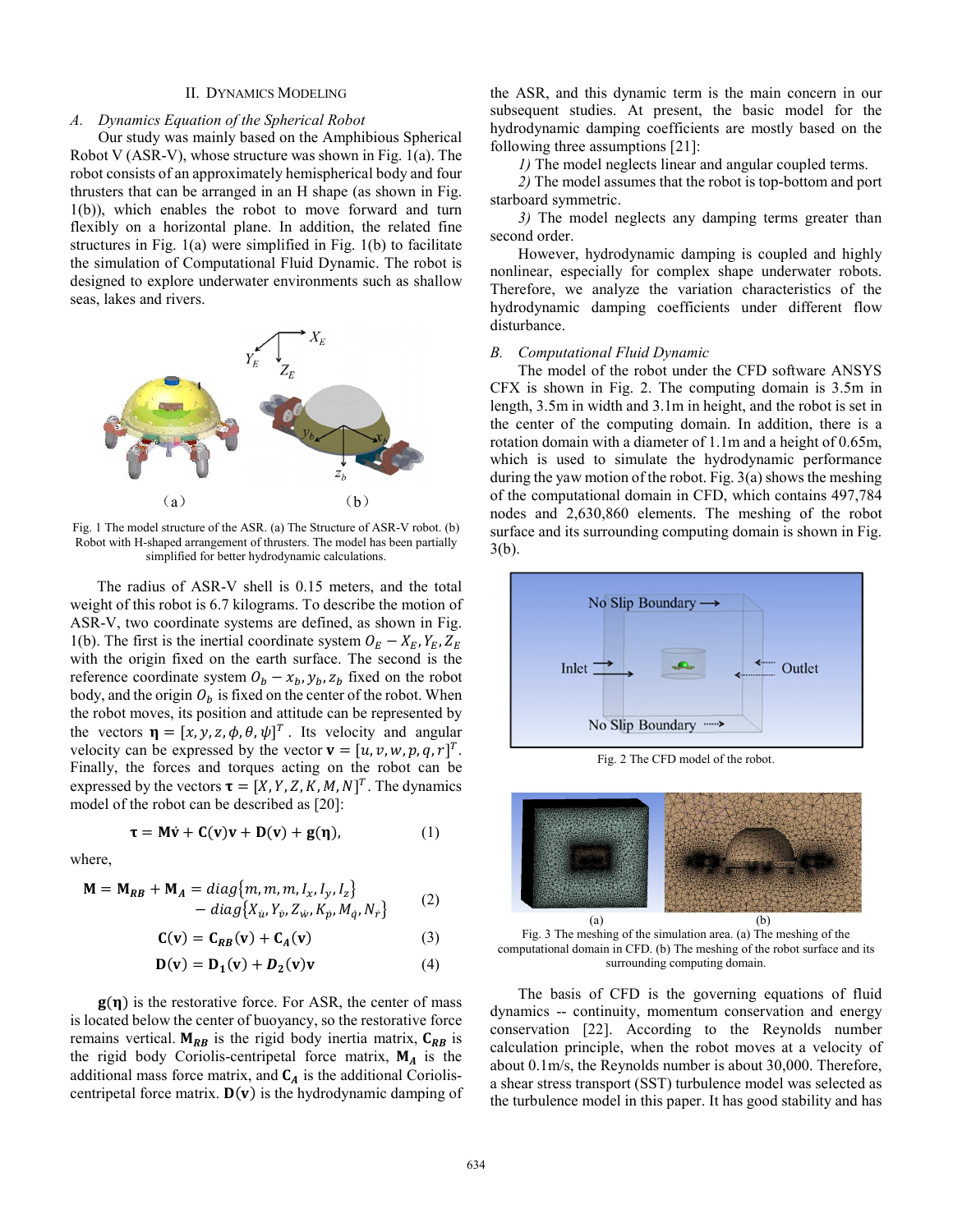## II. Dynamics Modeling

### A. Dynamics Equation of the Spherical Robot

Our study was mainly based on the Amphibious Spherical Robot V (ASR-V), whose structure was shown in Fig. 1(a). The robot consists of an approximately hemispherical body and four thrusters that can be arranged in an H shape (as shown in Fig. 1(b)), which enables the robot to move forward and turn flexibly on a horizontal plane. In addition, the related fine structures in Fig. 1(a) were simplified in Fig. 1(b) to facilitate the simulation of Computational Fluid Dynamic. The robot is designed to explore underwater environments such as shallow seas, lakes and rivers.

Fig. 1 The model structure of the ASR. (a) The Structure of ASR-V robot. (b) Robot with H-shaped arrangement of thrusters. The model has been partially simplified for better hydrodynamic calculations.

The radius of ASR-V shell is 0.15 meters, and the total weight of this robot is 6.7 kilograms. To describe the motion of ASR-V, two coordinate systems are defined, as shown in Fig. 1(b). The first is the inertial coordinate system $O_E - X_E, Y_E, Z_E$ with the origin fixed on the earth surface. The second is the reference coordinate system $O_b - x_b, y_b, z_b$ fixed on the robot body, and the origin $O_b$ is fixed on the center of the robot. When the robot moves, its position and attitude can be represented by the vectors $\boldsymbol{\eta} = [x, y, z, \phi, \theta, \psi]^T$. Its velocity and angular velocity can be expressed by the vector $\mathbf{v} = [u, v, w, p, q, r]^T$. Finally, the forces and torques acting on the robot can be expressed by the vectors $\boldsymbol{\tau} = [X, Y, Z, K, M, N]^T$. The dynamics model of the robot can be described as [20]:

$$\boldsymbol{\tau} = \mathbf{M}\dot{\mathbf{v}} + \mathbf{C}(\mathbf{v})\mathbf{v} + \mathbf{D}(\mathbf{v}) + \mathbf{g}(\boldsymbol{\eta}), \tag{1}$$

where,

$$\mathbf{M} = \mathbf{M_{RB}} + \mathbf{M_A} = diag\{m, m, m, I_x, I_y, I_z\} - diag\{X_{\dot{u}}, Y_{\dot{v}}, Z_{\dot{w}}, K_{\dot{p}}, M_{\dot{q}}, N_{\dot{r}}\} \tag{2}$$

$$\mathbf{C}(\mathbf{v}) = \mathbf{C_{RB}}(\mathbf{v}) + \mathbf{C_A}(\mathbf{v}) \tag{3}$$

$$\mathbf{D}(\mathbf{v}) = \mathbf{D_1}(\mathbf{v}) + \boldsymbol{D_2}(\mathbf{v})\mathbf{v} \tag{4}$$

$\mathbf{g}(\boldsymbol{\eta})$ is the restorative force. For ASR, the center of mass is located below the center of buoyancy, so the restorative force remains vertical. $\mathbf{M_{RB}}$ is the rigid body inertia matrix, $\mathbf{C_{RB}}$ is the rigid body Coriolis-centripetal force matrix, $\mathbf{M_A}$ is the additional mass force matrix, and $\mathbf{C_A}$ is the additional Coriolis-centripetal force matrix. $\mathbf{D}(\mathbf{v})$ is the hydrodynamic damping of the ASR, and this dynamic term is the main concern in our subsequent studies. At present, the basic model for the hydrodynamic damping coefficients are mostly based on the following three assumptions [21]:

*1)* The model neglects linear and angular coupled terms.

*2)* The model assumes that the robot is top-bottom and port starboard symmetric.

*3)* The model neglects any damping terms greater than second order.

However, hydrodynamic damping is coupled and highly nonlinear, especially for complex shape underwater robots. Therefore, we analyze the variation characteristics of the hydrodynamic damping coefficients under different flow disturbance.

### B. Computational Fluid Dynamic

The model of the robot under the CFD software ANSYS CFX is shown in Fig. 2. The computing domain is 3.5m in length, 3.5m in width and 3.1m in height, and the robot is set in the center of the computing domain. In addition, there is a rotation domain with a diameter of 1.1m and a height of 0.65m, which is used to simulate the hydrodynamic performance during the yaw motion of the robot. Fig. 3(a) shows the meshing of the computational domain in CFD, which contains 497,784 nodes and 2,630,860 elements. The meshing of the robot surface and its surrounding computing domain is shown in Fig. 3(b).

Fig. 2 The CFD model of the robot.

Fig. 3 The meshing of the simulation area. (a) The meshing of the computational domain in CFD. (b) The meshing of the robot surface and its surrounding computing domain.

The basis of CFD is the governing equations of fluid dynamics -- continuity, momentum conservation and energy conservation [22]. According to the Reynolds number calculation principle, when the robot moves at a velocity of about 0.1m/s, the Reynolds number is about 30,000. Therefore, a shear stress transport (SST) turbulence model was selected as the turbulence model in this paper. It has good stability and has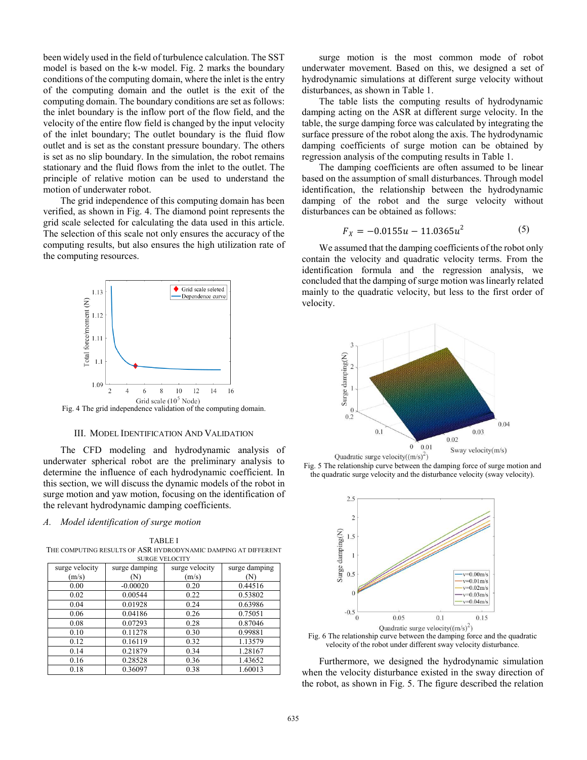been widely used in the field of turbulence calculation. The SST model is based on the k-w model. Fig. 2 marks the boundary conditions of the computing domain, where the inlet is the entry of the computing domain and the outlet is the exit of the computing domain. The boundary conditions are set as follows: the inlet boundary is the inflow port of the flow field, and the velocity of the entire flow field is changed by the input velocity of the inlet boundary; The outlet boundary is the fluid flow outlet and is set as the constant pressure boundary. The others is set as no slip boundary. In the simulation, the robot remains stationary and the fluid flows from the inlet to the outlet. The principle of relative motion can be used to understand the motion of underwater robot.

The grid independence of this computing domain has been verified, as shown in Fig. 4. The diamond point represents the grid scale selected for calculating the data used in this article. The selection of this scale not only ensures the accuracy of the computing results, but also ensures the high utilization rate of the computing resources.

Fig. 4 The grid independence validation of the computing domain.

## III. Model Identification And Validation

The CFD modeling and hydrodynamic analysis of underwater spherical robot are the preliminary analysis to determine the influence of each hydrodynamic coefficient. In this section, we will discuss the dynamic models of the robot in surge motion and yaw motion, focusing on the identification of the relevant hydrodynamic damping coefficients.

### *A. Model identification of surge motion*

TABLE I
THE COMPUTING RESULTS OF ASR HYDRODYNAMIC DAMPING AT DIFFERENT SURGE VELOCITY

| surge velocity (m/s) | surge damping (N) | surge velocity (m/s) | surge damping (N) |
|---|---|---|---|
| 0.00 | -0.00020 | 0.20 | 0.44516 |
| 0.02 | 0.00544 | 0.22 | 0.53802 |
| 0.04 | 0.01928 | 0.24 | 0.63986 |
| 0.06 | 0.04186 | 0.26 | 0.75051 |
| 0.08 | 0.07293 | 0.28 | 0.87046 |
| 0.10 | 0.11278 | 0.30 | 0.99881 |
| 0.12 | 0.16119 | 0.32 | 1.13579 |
| 0.14 | 0.21879 | 0.34 | 1.28167 |
| 0.16 | 0.28528 | 0.36 | 1.43652 |
| 0.18 | 0.36097 | 0.38 | 1.60013 |

surge motion is the most common mode of robot underwater movement. Based on this, we designed a set of hydrodynamic simulations at different surge velocity without disturbances, as shown in Table 1.

The table lists the computing results of hydrodynamic damping acting on the ASR at different surge velocity. In the table, the surge damping force was calculated by integrating the surface pressure of the robot along the axis. The hydrodynamic damping coefficients of surge motion can be obtained by regression analysis of the computing results in Table 1.

The damping coefficients are often assumed to be linear based on the assumption of small disturbances. Through model identification, the relationship between the hydrodynamic damping of the robot and the surge velocity without disturbances can be obtained as follows:

$$F_X = -0.0155u - 11.0365u^2 \tag{5}$$

We assumed that the damping coefficients of the robot only contain the velocity and quadratic velocity terms. From the identification formula and the regression analysis, we concluded that the damping of surge motion was linearly related mainly to the quadratic velocity, but less to the first order of velocity.

Fig. 5 The relationship curve between the damping force of surge motion and the quadratic surge velocity and the disturbance velocity (sway velocity).

Fig. 6 The relationship curve between the damping force and the quadratic velocity of the robot under different sway velocity disturbance.

Furthermore, we designed the hydrodynamic simulation when the velocity disturbance existed in the sway direction of the robot, as shown in Fig. 5. The figure described the relation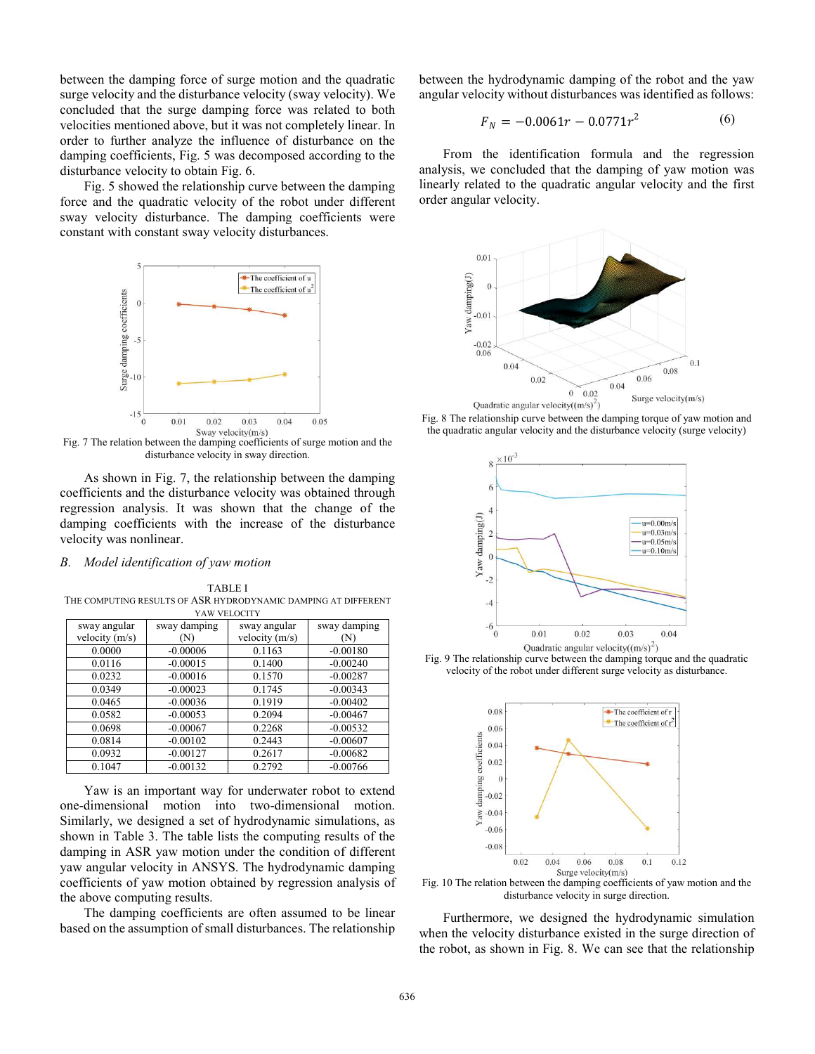between the damping force of surge motion and the quadratic surge velocity and the disturbance velocity (sway velocity). We concluded that the surge damping force was related to both velocities mentioned above, but it was not completely linear. In order to further analyze the influence of disturbance on the damping coefficients, Fig. 5 was decomposed according to the disturbance velocity to obtain Fig. 6.

Fig. 5 showed the relationship curve between the damping force and the quadratic velocity of the robot under different sway velocity disturbance. The damping coefficients were constant with constant sway velocity disturbances.

Fig. 7 The relation between the damping coefficients of surge motion and the disturbance velocity in sway direction.

As shown in Fig. 7, the relationship between the damping coefficients and the disturbance velocity was obtained through regression analysis. It was shown that the change of the damping coefficients with the increase of the disturbance velocity was nonlinear.

### *B. Model identification of yaw motion*

TABLE I
THE COMPUTING RESULTS OF ASR HYDRODYNAMIC DAMPING AT DIFFERENT YAW VELOCITY

| sway angular velocity (m/s) | sway damping (N) | sway angular velocity (m/s) | sway damping (N) |
|---|---|---|---|
| 0.0000 | -0.00006 | 0.1163 | -0.00180 |
| 0.0116 | -0.00015 | 0.1400 | -0.00240 |
| 0.0232 | -0.00016 | 0.1570 | -0.00287 |
| 0.0349 | -0.00023 | 0.1745 | -0.00343 |
| 0.0465 | -0.00036 | 0.1919 | -0.00402 |
| 0.0582 | -0.00053 | 0.2094 | -0.00467 |
| 0.0698 | -0.00067 | 0.2268 | -0.00532 |
| 0.0814 | -0.00102 | 0.2443 | -0.00607 |
| 0.0932 | -0.00127 | 0.2617 | -0.00682 |
| 0.1047 | -0.00132 | 0.2792 | -0.00766 |

Yaw is an important way for underwater robot to extend one-dimensional motion into two-dimensional motion. Similarly, we designed a set of hydrodynamic simulations, as shown in Table 3. The table lists the computing results of the damping in ASR yaw motion under the condition of different yaw angular velocity in ANSYS. The hydrodynamic damping coefficients of yaw motion obtained by regression analysis of the above computing results.

The damping coefficients are often assumed to be linear based on the assumption of small disturbances. The relationship between the hydrodynamic damping of the robot and the yaw angular velocity without disturbances was identified as follows:

$$F_N = -0.0061r - 0.0771r^2 \tag{6}$$

From the identification formula and the regression analysis, we concluded that the damping of yaw motion was linearly related to the quadratic angular velocity and the first order angular velocity.

Fig. 8 The relationship curve between the damping torque of yaw motion and the quadratic angular velocity and the disturbance velocity (surge velocity)

Fig. 9 The relationship curve between the damping torque and the quadratic velocity of the robot under different surge velocity as disturbance.

Fig. 10 The relation between the damping coefficients of yaw motion and the disturbance velocity in surge direction.

Furthermore, we designed the hydrodynamic simulation when the velocity disturbance existed in the surge direction of the robot, as shown in Fig. 8. We can see that the relationship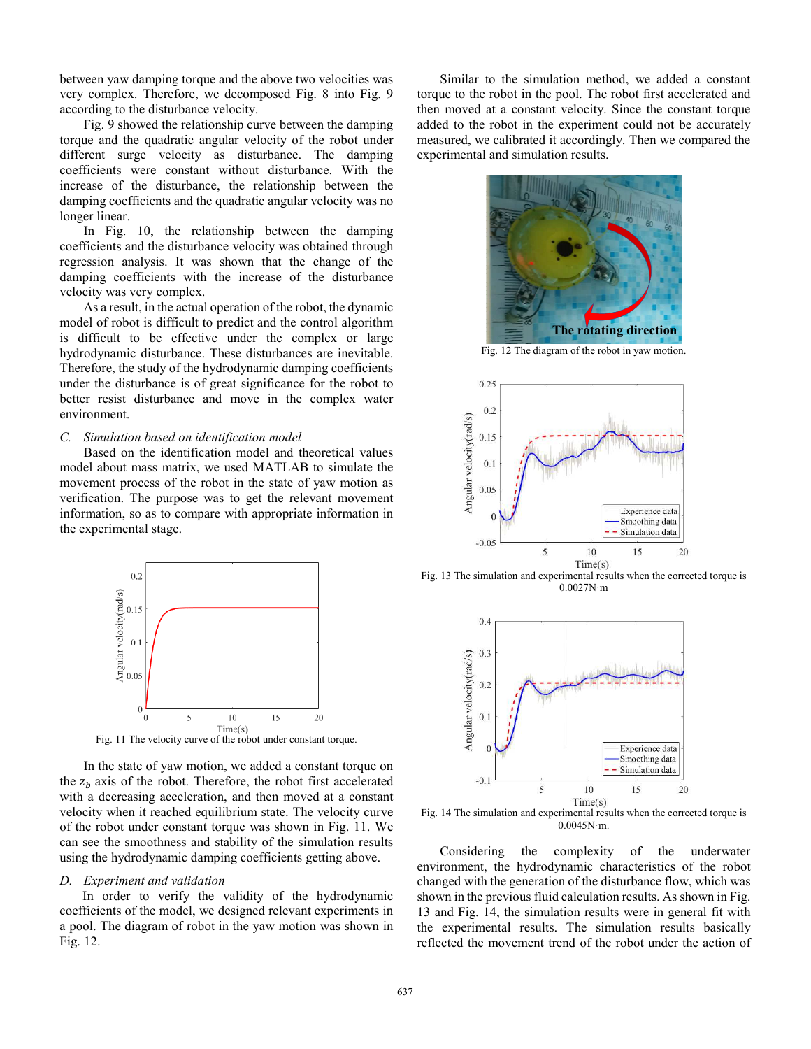between yaw damping torque and the above two velocities was very complex. Therefore, we decomposed Fig. 8 into Fig. 9 according to the disturbance velocity.

Fig. 9 showed the relationship curve between the damping torque and the quadratic angular velocity of the robot under different surge velocity as disturbance. The damping coefficients were constant without disturbance. With the increase of the disturbance, the relationship between the damping coefficients and the quadratic angular velocity was no longer linear.

In Fig. 10, the relationship between the damping coefficients and the disturbance velocity was obtained through regression analysis. It was shown that the change of the damping coefficients with the increase of the disturbance velocity was very complex.

As a result, in the actual operation of the robot, the dynamic model of robot is difficult to predict and the control algorithm is difficult to be effective under the complex or large hydrodynamic disturbance. These disturbances are inevitable. Therefore, the study of the hydrodynamic damping coefficients under the disturbance is of great significance for the robot to better resist disturbance and move in the complex water environment.

### C. *Simulation based on identification model*

Based on the identification model and theoretical values model about mass matrix, we used MATLAB to simulate the movement process of the robot in the state of yaw motion as verification. The purpose was to get the relevant movement information, so as to compare with appropriate information in the experimental stage.

Fig. 11 The velocity curve of the robot under constant torque.

In the state of yaw motion, we added a constant torque on the $z_b$ axis of the robot. Therefore, the robot first accelerated with a decreasing acceleration, and then moved at a constant velocity when it reached equilibrium state. The velocity curve of the robot under constant torque was shown in Fig. 11. We can see the smoothness and stability of the simulation results using the hydrodynamic damping coefficients getting above.

### D. *Experiment and validation*

In order to verify the validity of the hydrodynamic coefficients of the model, we designed relevant experiments in a pool. The diagram of robot in the yaw motion was shown in Fig. 12.

Similar to the simulation method, we added a constant torque to the robot in the pool. The robot first accelerated and then moved at a constant velocity. Since the constant torque added to the robot in the experiment could not be accurately measured, we calibrated it accordingly. Then we compared the experimental and simulation results.

Fig. 12 The diagram of the robot in yaw motion.

Fig. 13 The simulation and experimental results when the corrected torque is 0.0027N·m

Fig. 14 The simulation and experimental results when the corrected torque is 0.0045N·m.

Considering the complexity of the underwater environment, the hydrodynamic characteristics of the robot changed with the generation of the disturbance flow, which was shown in the previous fluid calculation results. As shown in Fig. 13 and Fig. 14, the simulation results were in general fit with the experimental results. The simulation results basically reflected the movement trend of the robot under the action of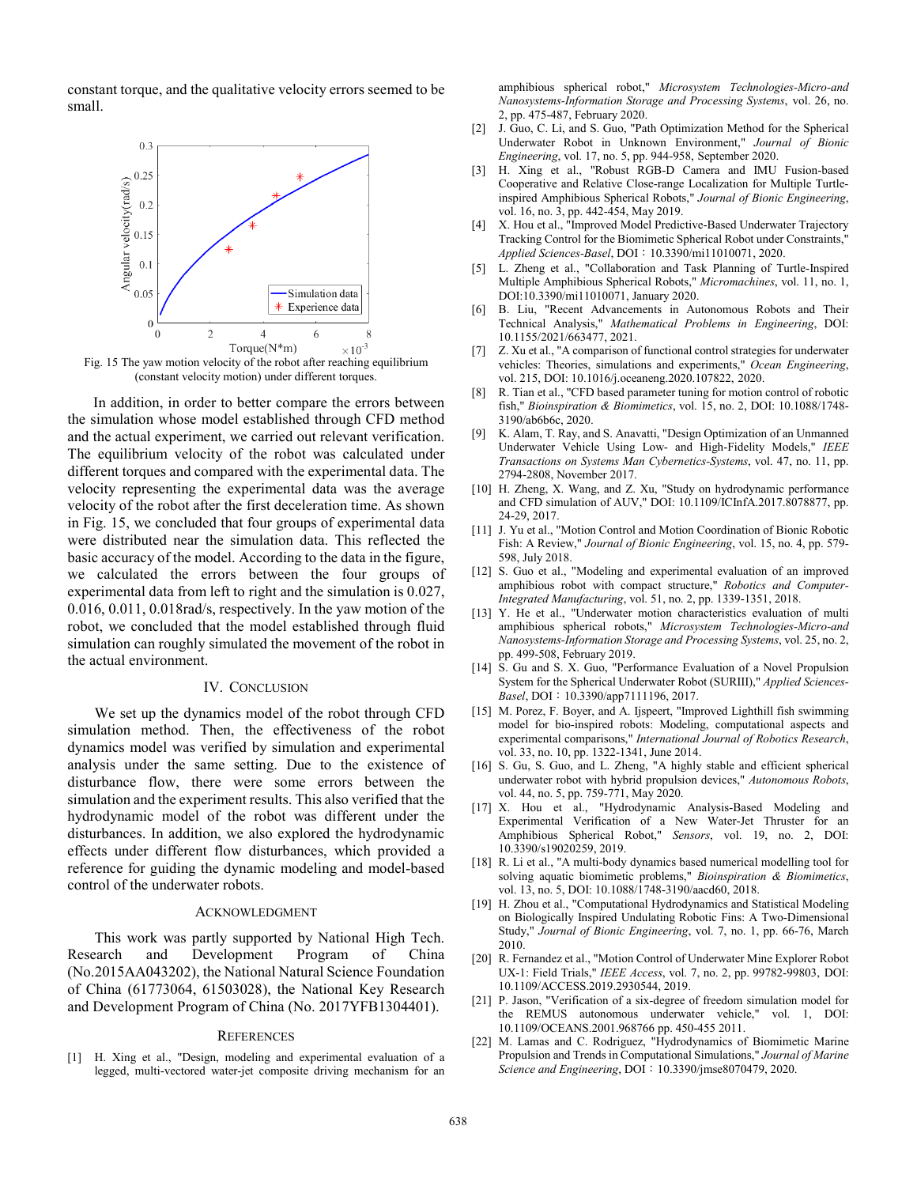constant torque, and the qualitative velocity errors seemed to be small.

0.3
0.25
0.2
0.15
0.1
0.05
0
Angular velocity(rad/s)
0 2 4 6 8
Torque(N*m) $\times 10^{-3}$
Simulation data
Experience data

Fig. 15 The yaw motion velocity of the robot after reaching equilibrium (constant velocity motion) under different torques.

In addition, in order to better compare the errors between the simulation whose model established through CFD method and the actual experiment, we carried out relevant verification. The equilibrium velocity of the robot was calculated under different torques and compared with the experimental data. The velocity representing the experimental data was the average velocity of the robot after the first deceleration time. As shown in Fig. 15, we concluded that four groups of experimental data were distributed near the simulation data. This reflected the basic accuracy of the model. According to the data in the figure, we calculated the errors between the four groups of experimental data from left to right and the simulation is 0.027, 0.016, 0.011, 0.018rad/s, respectively. In the yaw motion of the robot, we concluded that the model established through fluid simulation can roughly simulated the movement of the robot in the actual environment.

## IV. Conclusion

We set up the dynamics model of the robot through CFD simulation method. Then, the effectiveness of the robot dynamics model was verified by simulation and experimental analysis under the same setting. Due to the existence of disturbance flow, there were some errors between the simulation and the experiment results. This also verified that the hydrodynamic model of the robot was different under the disturbances. In addition, we also explored the hydrodynamic effects under different flow disturbances, which provided a reference for guiding the dynamic modeling and model-based control of the underwater robots.

## Acknowledgment

This work was partly supported by National High Tech. Research and Development Program of China (No.2015AA043202), the National Natural Science Foundation of China (61773064, 61503028), the National Key Research and Development Program of China (No. 2017YFB1304401).

## References

[1] H. Xing et al., "Design, modeling and experimental evaluation of a legged, multi-vectored water-jet composite driving mechanism for an amphibious spherical robot," *Microsystem Technologies-Micro-and Nanosystems-Information Storage and Processing Systems*, vol. 26, no. 2, pp. 475-487, February 2020.

[2] J. Guo, C. Li, and S. Guo, "Path Optimization Method for the Spherical Underwater Robot in Unknown Environment," *Journal of Bionic Engineering*, vol. 17, no. 5, pp. 944-958, September 2020.

[3] H. Xing et al., "Robust RGB-D Camera and IMU Fusion-based Cooperative and Relative Close-range Localization for Multiple Turtle-inspired Amphibious Spherical Robots," *Journal of Bionic Engineering*, vol. 16, no. 3, pp. 442-454, May 2019.

[4] X. Hou et al., "Improved Model Predictive-Based Underwater Trajectory Tracking Control for the Biomimetic Spherical Robot under Constraints," *Applied Sciences-Basel*, DOI：10.3390/mi11010071, 2020.

[5] L. Zheng et al., "Collaboration and Task Planning of Turtle-Inspired Multiple Amphibious Spherical Robots," *Micromachines*, vol. 11, no. 1, DOI:10.3390/mi11010071, January 2020.

[6] B. Liu, "Recent Advancements in Autonomous Robots and Their Technical Analysis," *Mathematical Problems in Engineering*, DOI: 10.1155/2021/663477, 2021.

[7] Z. Xu et al., "A comparison of functional control strategies for underwater vehicles: Theories, simulations and experiments," *Ocean Engineering*, vol. 215, DOI: 10.1016/j.oceaneng.2020.107822, 2020.

[8] R. Tian et al., "CFD based parameter tuning for motion control of robotic fish," *Bioinspiration & Biomimetics*, vol. 15, no. 2, DOI: 10.1088/1748-3190/ab6b6c, 2020.

[9] K. Alam, T. Ray, and S. Anavatti, "Design Optimization of an Unmanned Underwater Vehicle Using Low- and High-Fidelity Models," *IEEE Transactions on Systems Man Cybernetics-Systems*, vol. 47, no. 11, pp. 2794-2808, November 2017.

[10] H. Zheng, X. Wang, and Z. Xu, "Study on hydrodynamic performance and CFD simulation of AUV," DOI: 10.1109/ICInfA.2017.8078877, pp. 24-29, 2017.

[11] J. Yu et al., "Motion Control and Motion Coordination of Bionic Robotic Fish: A Review," *Journal of Bionic Engineering*, vol. 15, no. 4, pp. 579-598, July 2018.

[12] S. Guo et al., "Modeling and experimental evaluation of an improved amphibious robot with compact structure," *Robotics and Computer-Integrated Manufacturing*, vol. 51, no. 2, pp. 1339-1351, 2018.

[13] Y. He et al., "Underwater motion characteristics evaluation of multi amphibious spherical robots," *Microsystem Technologies-Micro-and Nanosystems-Information Storage and Processing Systems*, vol. 25, no. 2, pp. 499-508, February 2019.

[14] S. Gu and S. X. Guo, "Performance Evaluation of a Novel Propulsion System for the Spherical Underwater Robot (SURIII)," *Applied Sciences-Basel*, DOI：10.3390/app7111196, 2017.

[15] M. Porez, F. Boyer, and A. Ijspeert, "Improved Lighthill fish swimming model for bio-inspired robots: Modeling, computational aspects and experimental comparisons," *International Journal of Robotics Research*, vol. 33, no. 10, pp. 1322-1341, June 2014.

[16] S. Gu, S. Guo, and L. Zheng, "A highly stable and efficient spherical underwater robot with hybrid propulsion devices," *Autonomous Robots*, vol. 44, no. 5, pp. 759-771, May 2020.

[17] X. Hou et al., "Hydrodynamic Analysis-Based Modeling and Experimental Verification of a New Water-Jet Thruster for an Amphibious Spherical Robot," *Sensors*, vol. 19, no. 2, DOI: 10.3390/s19020259, 2019.

[18] R. Li et al., "A multi-body dynamics based numerical modelling tool for solving aquatic biomimetic problems," *Bioinspiration & Biomimetics*, vol. 13, no. 5, DOI: 10.1088/1748-3190/aacd60, 2018.

[19] H. Zhou et al., "Computational Hydrodynamics and Statistical Modeling on Biologically Inspired Undulating Robotic Fins: A Two-Dimensional Study," *Journal of Bionic Engineering*, vol. 7, no. 1, pp. 66-76, March 2010.

[20] R. Fernandez et al., "Motion Control of Underwater Mine Explorer Robot UX-1: Field Trials," *IEEE Access*, vol. 7, no. 2, pp. 99782-99803, DOI: 10.1109/ACCESS.2019.2930544, 2019.

[21] P. Jason, "Verification of a six-degree of freedom simulation model for the REMUS autonomous underwater vehicle," vol. 1, DOI: 10.1109/OCEANS.2001.968766 pp. 450-455 2011.

[22] M. Lamas and C. Rodriguez, "Hydrodynamics of Biomimetic Marine Propulsion and Trends in Computational Simulations," *Journal of Marine Science and Engineering*, DOI：10.3390/jmse8070479, 2020.